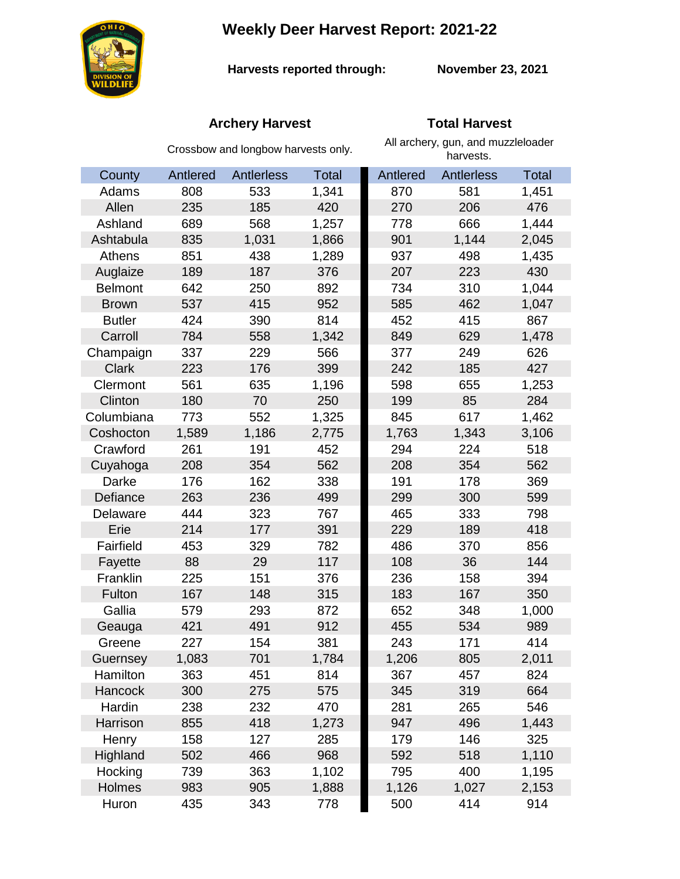# Weekly Deer Harvest Report: 2021-22

**Harvests reported through:** **November 23, 2021**

| | Archery Harvest (Crossbow and longbow harvests only.) | | | Total Harvest (All archery, gun, and muzzleloader harvests.) | | |
|---|---|---|---|---|---|---|
| County | Antlered | Antlerless | Total | Antlered | Antlerless | Total |
| Adams | 808 | 533 | 1,341 | 870 | 581 | 1,451 |
| Allen | 235 | 185 | 420 | 270 | 206 | 476 |
| Ashland | 689 | 568 | 1,257 | 778 | 666 | 1,444 |
| Ashtabula | 835 | 1,031 | 1,866 | 901 | 1,144 | 2,045 |
| Athens | 851 | 438 | 1,289 | 937 | 498 | 1,435 |
| Auglaize | 189 | 187 | 376 | 207 | 223 | 430 |
| Belmont | 642 | 250 | 892 | 734 | 310 | 1,044 |
| Brown | 537 | 415 | 952 | 585 | 462 | 1,047 |
| Butler | 424 | 390 | 814 | 452 | 415 | 867 |
| Carroll | 784 | 558 | 1,342 | 849 | 629 | 1,478 |
| Champaign | 337 | 229 | 566 | 377 | 249 | 626 |
| Clark | 223 | 176 | 399 | 242 | 185 | 427 |
| Clermont | 561 | 635 | 1,196 | 598 | 655 | 1,253 |
| Clinton | 180 | 70 | 250 | 199 | 85 | 284 |
| Columbiana | 773 | 552 | 1,325 | 845 | 617 | 1,462 |
| Coshocton | 1,589 | 1,186 | 2,775 | 1,763 | 1,343 | 3,106 |
| Crawford | 261 | 191 | 452 | 294 | 224 | 518 |
| Cuyahoga | 208 | 354 | 562 | 208 | 354 | 562 |
| Darke | 176 | 162 | 338 | 191 | 178 | 369 |
| Defiance | 263 | 236 | 499 | 299 | 300 | 599 |
| Delaware | 444 | 323 | 767 | 465 | 333 | 798 |
| Erie | 214 | 177 | 391 | 229 | 189 | 418 |
| Fairfield | 453 | 329 | 782 | 486 | 370 | 856 |
| Fayette | 88 | 29 | 117 | 108 | 36 | 144 |
| Franklin | 225 | 151 | 376 | 236 | 158 | 394 |
| Fulton | 167 | 148 | 315 | 183 | 167 | 350 |
| Gallia | 579 | 293 | 872 | 652 | 348 | 1,000 |
| Geauga | 421 | 491 | 912 | 455 | 534 | 989 |
| Greene | 227 | 154 | 381 | 243 | 171 | 414 |
| Guernsey | 1,083 | 701 | 1,784 | 1,206 | 805 | 2,011 |
| Hamilton | 363 | 451 | 814 | 367 | 457 | 824 |
| Hancock | 300 | 275 | 575 | 345 | 319 | 664 |
| Hardin | 238 | 232 | 470 | 281 | 265 | 546 |
| Harrison | 855 | 418 | 1,273 | 947 | 496 | 1,443 |
| Henry | 158 | 127 | 285 | 179 | 146 | 325 |
| Highland | 502 | 466 | 968 | 592 | 518 | 1,110 |
| Hocking | 739 | 363 | 1,102 | 795 | 400 | 1,195 |
| Holmes | 983 | 905 | 1,888 | 1,126 | 1,027 | 2,153 |
| Huron | 435 | 343 | 778 | 500 | 414 | 914 |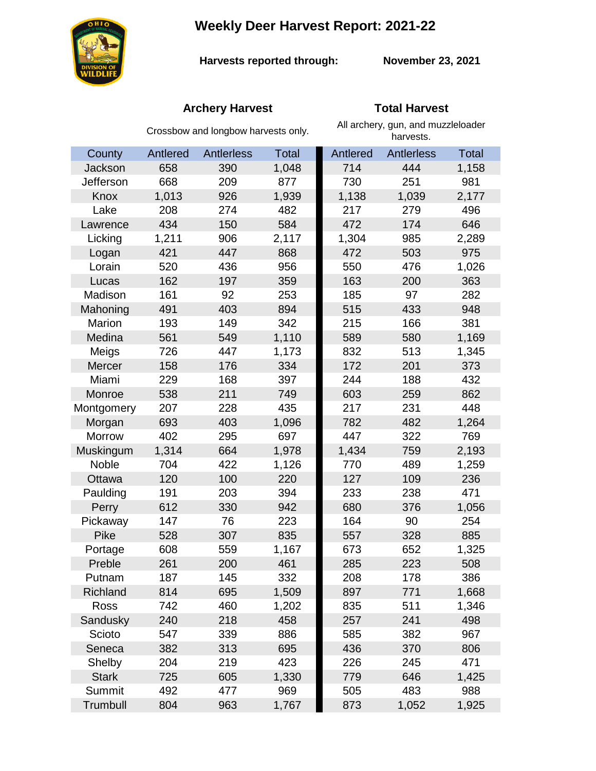# Weekly Deer Harvest Report: 2021-22

**Harvests reported through:** **November 23, 2021**

| | Archery Harvest (Crossbow and longbow harvests only.) | | | Total Harvest (All archery, gun, and muzzleloader harvests.) | | |
|---|---|---|---|---|---|---|
| County | Antlered | Antlerless | Total | Antlered | Antlerless | Total |
| Jackson | 658 | 390 | 1,048 | 714 | 444 | 1,158 |
| Jefferson | 668 | 209 | 877 | 730 | 251 | 981 |
| Knox | 1,013 | 926 | 1,939 | 1,138 | 1,039 | 2,177 |
| Lake | 208 | 274 | 482 | 217 | 279 | 496 |
| Lawrence | 434 | 150 | 584 | 472 | 174 | 646 |
| Licking | 1,211 | 906 | 2,117 | 1,304 | 985 | 2,289 |
| Logan | 421 | 447 | 868 | 472 | 503 | 975 |
| Lorain | 520 | 436 | 956 | 550 | 476 | 1,026 |
| Lucas | 162 | 197 | 359 | 163 | 200 | 363 |
| Madison | 161 | 92 | 253 | 185 | 97 | 282 |
| Mahoning | 491 | 403 | 894 | 515 | 433 | 948 |
| Marion | 193 | 149 | 342 | 215 | 166 | 381 |
| Medina | 561 | 549 | 1,110 | 589 | 580 | 1,169 |
| Meigs | 726 | 447 | 1,173 | 832 | 513 | 1,345 |
| Mercer | 158 | 176 | 334 | 172 | 201 | 373 |
| Miami | 229 | 168 | 397 | 244 | 188 | 432 |
| Monroe | 538 | 211 | 749 | 603 | 259 | 862 |
| Montgomery | 207 | 228 | 435 | 217 | 231 | 448 |
| Morgan | 693 | 403 | 1,096 | 782 | 482 | 1,264 |
| Morrow | 402 | 295 | 697 | 447 | 322 | 769 |
| Muskingum | 1,314 | 664 | 1,978 | 1,434 | 759 | 2,193 |
| Noble | 704 | 422 | 1,126 | 770 | 489 | 1,259 |
| Ottawa | 120 | 100 | 220 | 127 | 109 | 236 |
| Paulding | 191 | 203 | 394 | 233 | 238 | 471 |
| Perry | 612 | 330 | 942 | 680 | 376 | 1,056 |
| Pickaway | 147 | 76 | 223 | 164 | 90 | 254 |
| Pike | 528 | 307 | 835 | 557 | 328 | 885 |
| Portage | 608 | 559 | 1,167 | 673 | 652 | 1,325 |
| Preble | 261 | 200 | 461 | 285 | 223 | 508 |
| Putnam | 187 | 145 | 332 | 208 | 178 | 386 |
| Richland | 814 | 695 | 1,509 | 897 | 771 | 1,668 |
| Ross | 742 | 460 | 1,202 | 835 | 511 | 1,346 |
| Sandusky | 240 | 218 | 458 | 257 | 241 | 498 |
| Scioto | 547 | 339 | 886 | 585 | 382 | 967 |
| Seneca | 382 | 313 | 695 | 436 | 370 | 806 |
| Shelby | 204 | 219 | 423 | 226 | 245 | 471 |
| Stark | 725 | 605 | 1,330 | 779 | 646 | 1,425 |
| Summit | 492 | 477 | 969 | 505 | 483 | 988 |
| Trumbull | 804 | 963 | 1,767 | 873 | 1,052 | 1,925 |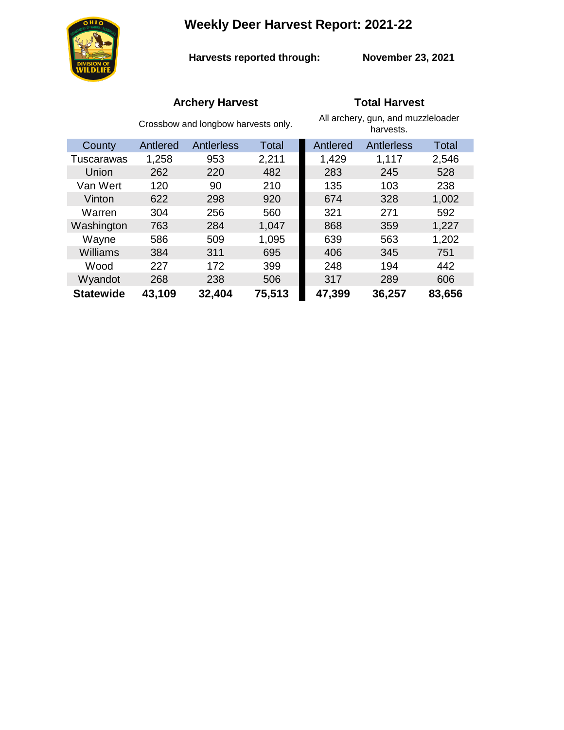# Weekly Deer Harvest Report: 2021-22

**Harvests reported through:** **November 23, 2021**

| | Archery Harvest (Crossbow and longbow harvests only.) | | | Total Harvest (All archery, gun, and muzzleloader harvests.) | | |
|---|---|---|---|---|---|---|
| County | Antlered | Antlerless | Total | Antlered | Antlerless | Total |
| Tuscarawas | 1,258 | 953 | 2,211 | 1,429 | 1,117 | 2,546 |
| Union | 262 | 220 | 482 | 283 | 245 | 528 |
| Van Wert | 120 | 90 | 210 | 135 | 103 | 238 |
| Vinton | 622 | 298 | 920 | 674 | 328 | 1,002 |
| Warren | 304 | 256 | 560 | 321 | 271 | 592 |
| Washington | 763 | 284 | 1,047 | 868 | 359 | 1,227 |
| Wayne | 586 | 509 | 1,095 | 639 | 563 | 1,202 |
| Williams | 384 | 311 | 695 | 406 | 345 | 751 |
| Wood | 227 | 172 | 399 | 248 | 194 | 442 |
| Wyandot | 268 | 238 | 506 | 317 | 289 | 606 |
| **Statewide** | **43,109** | **32,404** | **75,513** | **47,399** | **36,257** | **83,656** |